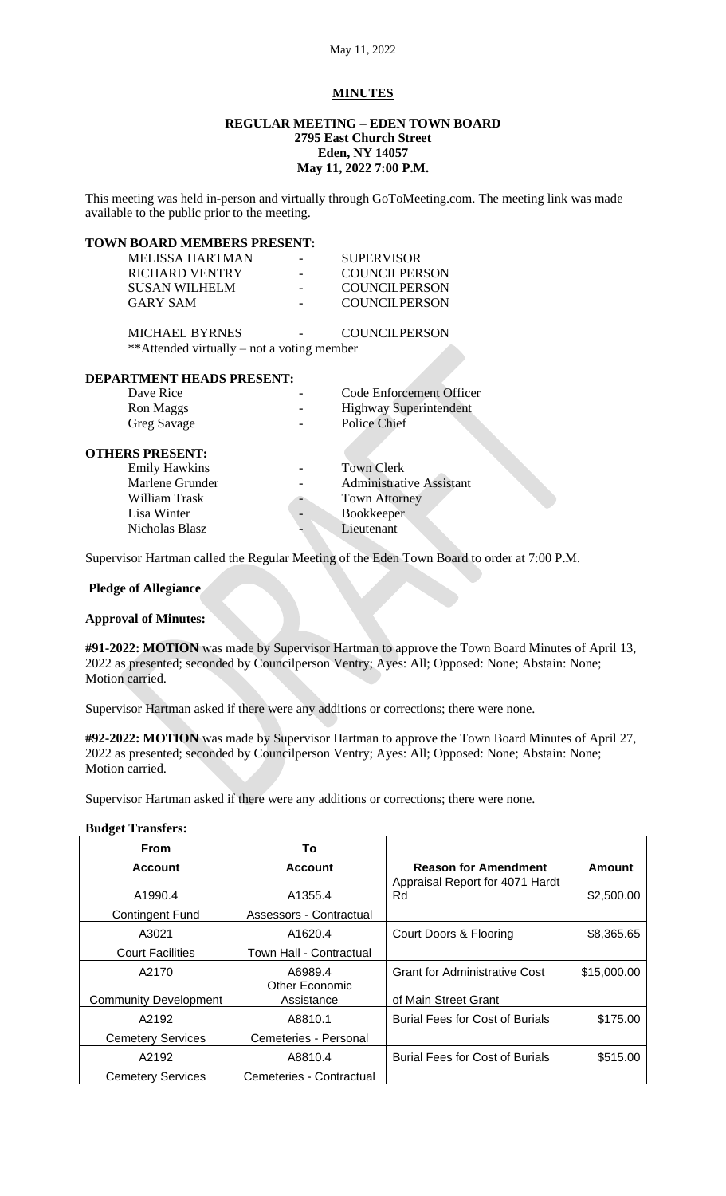May 11, 2022

# MINUTES

## REGULAR MEETING – EDEN TOWN BOARD
**2795 East Church Street**
**Eden, NY 14057**
**May 11, 2022 7:00 P.M.**

This meeting was held in-person and virtually through GoToMeeting.com. The meeting link was made available to the public prior to the meeting.

### TOWN BOARD MEMBERS PRESENT:

| | | |
|---|---|---|
| MELISSA HARTMAN | - | SUPERVISOR |
| RICHARD VENTRY | - | COUNCILPERSON |
| SUSAN WILHELM | - | COUNCILPERSON |
| GARY SAM | - | COUNCILPERSON |
| MICHAEL BYRNES | - | COUNCILPERSON |

**Attended virtually – not a voting member

### DEPARTMENT HEADS PRESENT:

| | | |
|---|---|---|
| Dave Rice | - | Code Enforcement Officer |
| Ron Maggs | - | Highway Superintendent |
| Greg Savage | - | Police Chief |

### OTHERS PRESENT:

| | | |
|---|---|---|
| Emily Hawkins | - | Town Clerk |
| Marlene Grunder | - | Administrative Assistant |
| William Trask | - | Town Attorney |
| Lisa Winter | - | Bookkeeper |
| Nicholas Blasz | - | Lieutenant |

Supervisor Hartman called the Regular Meeting of the Eden Town Board to order at 7:00 P.M.

**Pledge of Allegiance**

**Approval of Minutes:**

**#91-2022: MOTION** was made by Supervisor Hartman to approve the Town Board Minutes of April 13, 2022 as presented; seconded by Councilperson Ventry; Ayes: All; Opposed: None; Abstain: None; Motion carried.

Supervisor Hartman asked if there were any additions or corrections; there were none.

**#92-2022: MOTION** was made by Supervisor Hartman to approve the Town Board Minutes of April 27, 2022 as presented; seconded by Councilperson Ventry; Ayes: All; Opposed: None; Abstain: None; Motion carried.

Supervisor Hartman asked if there were any additions or corrections; there were none.

**Budget Transfers:**

| From Account | To Account | Reason for Amendment | Amount |
|---|---|---|---|
| A1990.4 Contingent Fund | A1355.4 Assessors - Contractual | Appraisal Report for 4071 Hardt Rd | $2,500.00 |
| A3021 Court Facilities | A1620.4 Town Hall - Contractual | Court Doors & Flooring | $8,365.65 |
| A2170 Community Development | A6989.4 Other Economic Assistance | Grant for Administrative Cost of Main Street Grant | $15,000.00 |
| A2192 Cemetery Services | A8810.1 Cemeteries - Personal | Burial Fees for Cost of Burials | $175.00 |
| A2192 Cemetery Services | A8810.4 Cemeteries - Contractual | Burial Fees for Cost of Burials | $515.00 |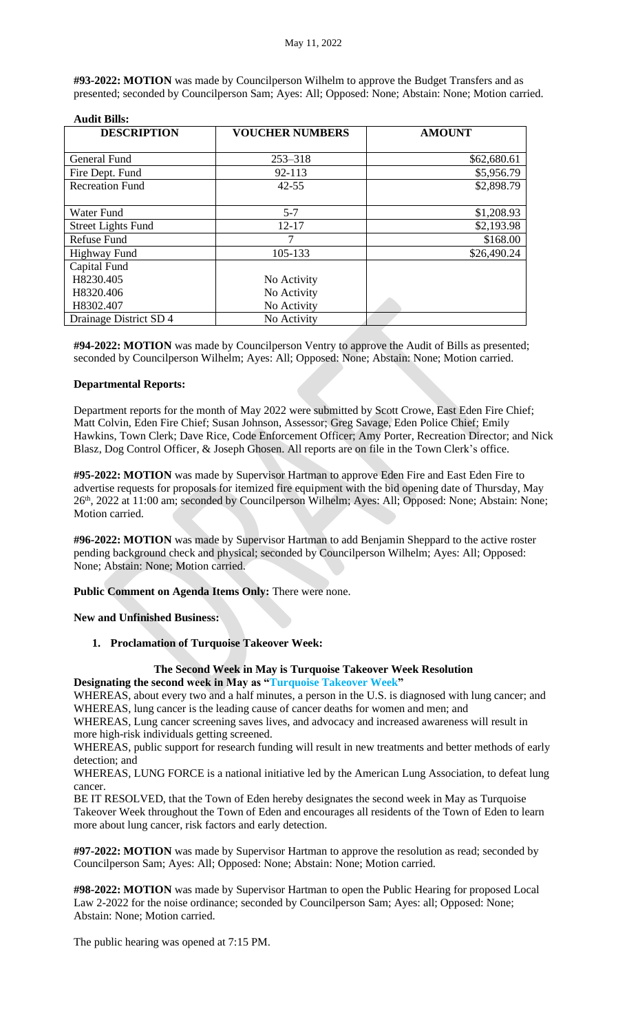**#93-2022: MOTION** was made by Councilperson Wilhelm to approve the Budget Transfers and as presented; seconded by Councilperson Sam; Ayes: All; Opposed: None; Abstain: None; Motion carried.

**Audit Bills:**

| DESCRIPTION | VOUCHER NUMBERS | AMOUNT |
|---|---|---|
| General Fund | 253–318 | $62,680.61 |
| Fire Dept. Fund | 92-113 | $5,956.79 |
| Recreation Fund | 42-55 | $2,898.79 |
| Water Fund | 5-7 | $1,208.93 |
| Street Lights Fund | 12-17 | $2,193.98 |
| Refuse Fund | 7 | $168.00 |
| Highway Fund | 105-133 | $26,490.24 |
| Capital Fund | | |
| H8230.405 | No Activity | |
| H8320.406 | No Activity | |
| H8302.407 | No Activity | |
| Drainage District SD 4 | No Activity | |

**#94-2022: MOTION** was made by Councilperson Ventry to approve the Audit of Bills as presented; seconded by Councilperson Wilhelm; Ayes: All; Opposed: None; Abstain: None; Motion carried.

**Departmental Reports:**

Department reports for the month of May 2022 were submitted by Scott Crowe, East Eden Fire Chief; Matt Colvin, Eden Fire Chief; Susan Johnson, Assessor; Greg Savage, Eden Police Chief; Emily Hawkins, Town Clerk; Dave Rice, Code Enforcement Officer; Amy Porter, Recreation Director; and Nick Blasz, Dog Control Officer, & Joseph Ghosen. All reports are on file in the Town Clerk's office.

**#95-2022: MOTION** was made by Supervisor Hartman to approve Eden Fire and East Eden Fire to advertise requests for proposals for itemized fire equipment with the bid opening date of Thursday, May 26th, 2022 at 11:00 am; seconded by Councilperson Wilhelm; Ayes: All; Opposed: None; Abstain: None; Motion carried.

**#96-2022: MOTION** was made by Supervisor Hartman to add Benjamin Sheppard to the active roster pending background check and physical; seconded by Councilperson Wilhelm; Ayes: All; Opposed: None; Abstain: None; Motion carried.

**Public Comment on Agenda Items Only:** There were none.

**New and Unfinished Business:**

1. **Proclamation of Turquoise Takeover Week:**

**The Second Week in May is Turquoise Takeover Week Resolution**

**Designating the second week in May as "Turquoise Takeover Week"**

WHEREAS, about every two and a half minutes, a person in the U.S. is diagnosed with lung cancer; and
WHEREAS, lung cancer is the leading cause of cancer deaths for women and men; and
WHEREAS, Lung cancer screening saves lives, and advocacy and increased awareness will result in more high-risk individuals getting screened.
WHEREAS, public support for research funding will result in new treatments and better methods of early detection; and
WHEREAS, LUNG FORCE is a national initiative led by the American Lung Association, to defeat lung cancer.
BE IT RESOLVED, that the Town of Eden hereby designates the second week in May as Turquoise Takeover Week throughout the Town of Eden and encourages all residents of the Town of Eden to learn more about lung cancer, risk factors and early detection.

**#97-2022: MOTION** was made by Supervisor Hartman to approve the resolution as read; seconded by Councilperson Sam; Ayes: All; Opposed: None; Abstain: None; Motion carried.

**#98-2022: MOTION** was made by Supervisor Hartman to open the Public Hearing for proposed Local Law 2-2022 for the noise ordinance; seconded by Councilperson Sam; Ayes: all; Opposed: None; Abstain: None; Motion carried.

The public hearing was opened at 7:15 PM.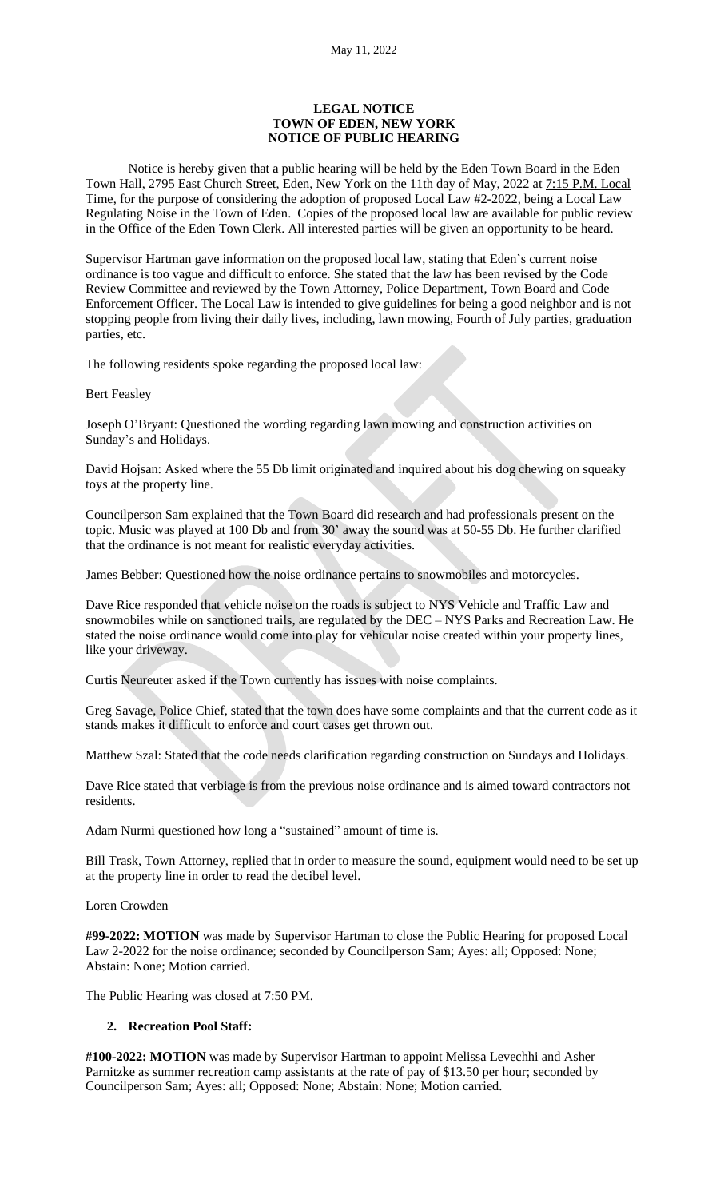**LEGAL NOTICE**
**TOWN OF EDEN, NEW YORK**
**NOTICE OF PUBLIC HEARING**

Notice is hereby given that a public hearing will be held by the Eden Town Board in the Eden Town Hall, 2795 East Church Street, Eden, New York on the 11th day of May, 2022 at 7:15 P.M. Local Time, for the purpose of considering the adoption of proposed Local Law #2-2022, being a Local Law Regulating Noise in the Town of Eden. Copies of the proposed local law are available for public review in the Office of the Eden Town Clerk. All interested parties will be given an opportunity to be heard.

Supervisor Hartman gave information on the proposed local law, stating that Eden's current noise ordinance is too vague and difficult to enforce. She stated that the law has been revised by the Code Review Committee and reviewed by the Town Attorney, Police Department, Town Board and Code Enforcement Officer. The Local Law is intended to give guidelines for being a good neighbor and is not stopping people from living their daily lives, including, lawn mowing, Fourth of July parties, graduation parties, etc.

The following residents spoke regarding the proposed local law:

Bert Feasley

Joseph O'Bryant: Questioned the wording regarding lawn mowing and construction activities on Sunday's and Holidays.

David Hojsan: Asked where the 55 Db limit originated and inquired about his dog chewing on squeaky toys at the property line.

Councilperson Sam explained that the Town Board did research and had professionals present on the topic. Music was played at 100 Db and from 30' away the sound was at 50-55 Db. He further clarified that the ordinance is not meant for realistic everyday activities.

James Bebber: Questioned how the noise ordinance pertains to snowmobiles and motorcycles.

Dave Rice responded that vehicle noise on the roads is subject to NYS Vehicle and Traffic Law and snowmobiles while on sanctioned trails, are regulated by the DEC – NYS Parks and Recreation Law. He stated the noise ordinance would come into play for vehicular noise created within your property lines, like your driveway.

Curtis Neureuter asked if the Town currently has issues with noise complaints.

Greg Savage, Police Chief, stated that the town does have some complaints and that the current code as it stands makes it difficult to enforce and court cases get thrown out.

Matthew Szal: Stated that the code needs clarification regarding construction on Sundays and Holidays.

Dave Rice stated that verbiage is from the previous noise ordinance and is aimed toward contractors not residents.

Adam Nurmi questioned how long a "sustained" amount of time is.

Bill Trask, Town Attorney, replied that in order to measure the sound, equipment would need to be set up at the property line in order to read the decibel level.

Loren Crowden

**#99-2022: MOTION** was made by Supervisor Hartman to close the Public Hearing for proposed Local Law 2-2022 for the noise ordinance; seconded by Councilperson Sam; Ayes: all; Opposed: None; Abstain: None; Motion carried.

The Public Hearing was closed at 7:50 PM.

2. **Recreation Pool Staff:**

**#100-2022: MOTION** was made by Supervisor Hartman to appoint Melissa Levechhi and Asher Parnitzke as summer recreation camp assistants at the rate of pay of $13.50 per hour; seconded by Councilperson Sam; Ayes: all; Opposed: None; Abstain: None; Motion carried.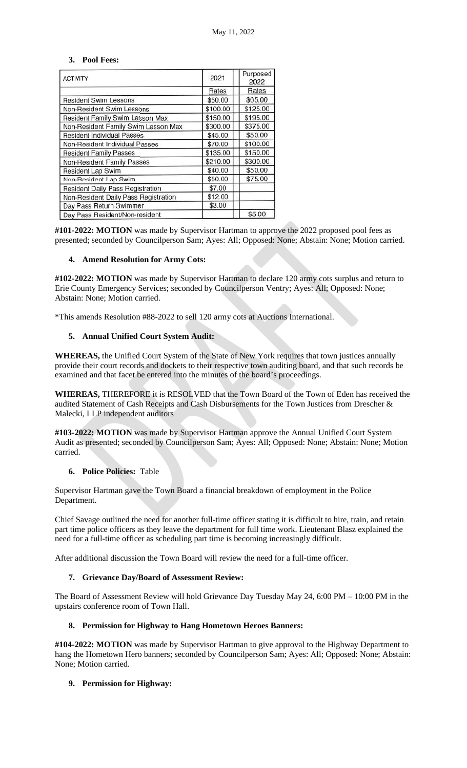### 3. Pool Fees:

| ACTIVITY | 2021 | Purposed 2022 |
|---|---|---|
| | Rates | Rates |
| Resident Swim Lessons | $50.00 | $65.00 |
| Non-Resident Swim Lessons | $100.00 | $125.00 |
| Resident Family Swim Lesson Max | $150.00 | $195.00 |
| Non-Resident Family Swim Lesson Max | $300.00 | $375.00 |
| Resident Individual Passes | $45.00 | $50.00 |
| Non-Resident Individual Passes | $70.00 | $100.00 |
| Resident Family Passes | $135.00 | $150.00 |
| Non-Resident Family Passes | $210.00 | $300.00 |
| Resident Lap Swim | $40.00 | $50.00 |
| Non-Resident Lap Swim | $50.00 | $75.00 |
| Resident Daily Pass Registration | $7.00 | |
| Non-Resident Daily Pass Registration | $12.00 | |
| Day Pass Return Swimmer | $3.00 | |
| Day Pass Resident/Non-resident | | $5.00 |

**#101-2022: MOTION** was made by Supervisor Hartman to approve the 2022 proposed pool fees as presented; seconded by Councilperson Sam; Ayes: All; Opposed: None; Abstain: None; Motion carried.

### 4. Amend Resolution for Army Cots:

**#102-2022: MOTION** was made by Supervisor Hartman to declare 120 army cots surplus and return to Erie County Emergency Services; seconded by Councilperson Ventry; Ayes: All; Opposed: None; Abstain: None; Motion carried.

*This amends Resolution #88-2022 to sell 120 army cots at Auctions International.

### 5. Annual Unified Court System Audit:

**WHEREAS,** the Unified Court System of the State of New York requires that town justices annually provide their court records and dockets to their respective town auditing board, and that such records be examined and that facet be entered into the minutes of the board's proceedings.

**WHEREAS,** THEREFORE it is RESOLVED that the Town Board of the Town of Eden has received the audited Statement of Cash Receipts and Cash Disbursements for the Town Justices from Drescher & Malecki, LLP independent auditors

**#103-2022: MOTION** was made by Supervisor Hartman approve the Annual Unified Court System Audit as presented; seconded by Councilperson Sam; Ayes: All; Opposed: None; Abstain: None; Motion carried.

### 6. Police Policies: Table

Supervisor Hartman gave the Town Board a financial breakdown of employment in the Police Department.

Chief Savage outlined the need for another full-time officer stating it is difficult to hire, train, and retain part time police officers as they leave the department for full time work. Lieutenant Blasz explained the need for a full-time officer as scheduling part time is becoming increasingly difficult.

After additional discussion the Town Board will review the need for a full-time officer.

### 7. Grievance Day/Board of Assessment Review:

The Board of Assessment Review will hold Grievance Day Tuesday May 24, 6:00 PM – 10:00 PM in the upstairs conference room of Town Hall.

### 8. Permission for Highway to Hang Hometown Heroes Banners:

**#104-2022: MOTION** was made by Supervisor Hartman to give approval to the Highway Department to hang the Hometown Hero banners; seconded by Councilperson Sam; Ayes: All; Opposed: None; Abstain: None; Motion carried.

### 9. Permission for Highway: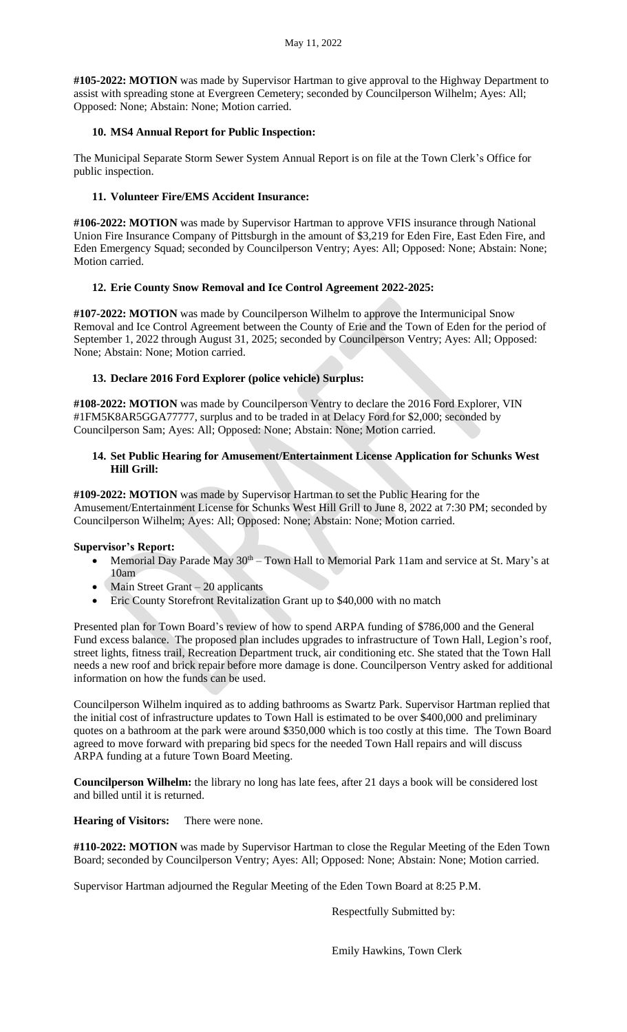**#105-2022: MOTION** was made by Supervisor Hartman to give approval to the Highway Department to assist with spreading stone at Evergreen Cemetery; seconded by Councilperson Wilhelm; Ayes: All; Opposed: None; Abstain: None; Motion carried.

### 10. MS4 Annual Report for Public Inspection:

The Municipal Separate Storm Sewer System Annual Report is on file at the Town Clerk's Office for public inspection.

### 11. Volunteer Fire/EMS Accident Insurance:

**#106-2022: MOTION** was made by Supervisor Hartman to approve VFIS insurance through National Union Fire Insurance Company of Pittsburgh in the amount of $3,219 for Eden Fire, East Eden Fire, and Eden Emergency Squad; seconded by Councilperson Ventry; Ayes: All; Opposed: None; Abstain: None; Motion carried.

### 12. Erie County Snow Removal and Ice Control Agreement 2022-2025:

**#107-2022: MOTION** was made by Councilperson Wilhelm to approve the Intermunicipal Snow Removal and Ice Control Agreement between the County of Erie and the Town of Eden for the period of September 1, 2022 through August 31, 2025; seconded by Councilperson Ventry; Ayes: All; Opposed: None; Abstain: None; Motion carried.

### 13. Declare 2016 Ford Explorer (police vehicle) Surplus:

**#108-2022: MOTION** was made by Councilperson Ventry to declare the 2016 Ford Explorer, VIN #1FM5K8AR5GGA77777, surplus and to be traded in at Delacy Ford for $2,000; seconded by Councilperson Sam; Ayes: All; Opposed: None; Abstain: None; Motion carried.

### 14. Set Public Hearing for Amusement/Entertainment License Application for Schunks West Hill Grill:

**#109-2022: MOTION** was made by Supervisor Hartman to set the Public Hearing for the Amusement/Entertainment License for Schunks West Hill Grill to June 8, 2022 at 7:30 PM; seconded by Councilperson Wilhelm; Ayes: All; Opposed: None; Abstain: None; Motion carried.

**Supervisor's Report:**

- Memorial Day Parade May 30th – Town Hall to Memorial Park 11am and service at St. Mary's at 10am
- Main Street Grant – 20 applicants
- Eric County Storefront Revitalization Grant up to $40,000 with no match

Presented plan for Town Board's review of how to spend ARPA funding of $786,000 and the General Fund excess balance. The proposed plan includes upgrades to infrastructure of Town Hall, Legion's roof, street lights, fitness trail, Recreation Department truck, air conditioning etc. She stated that the Town Hall needs a new roof and brick repair before more damage is done. Councilperson Ventry asked for additional information on how the funds can be used.

Councilperson Wilhelm inquired as to adding bathrooms as Swartz Park. Supervisor Hartman replied that the initial cost of infrastructure updates to Town Hall is estimated to be over $400,000 and preliminary quotes on a bathroom at the park were around $350,000 which is too costly at this time. The Town Board agreed to move forward with preparing bid specs for the needed Town Hall repairs and will discuss ARPA funding at a future Town Board Meeting.

**Councilperson Wilhelm:** the library no long has late fees, after 21 days a book will be considered lost and billed until it is returned.

**Hearing of Visitors:** There were none.

**#110-2022: MOTION** was made by Supervisor Hartman to close the Regular Meeting of the Eden Town Board; seconded by Councilperson Ventry; Ayes: All; Opposed: None; Abstain: None; Motion carried.

Supervisor Hartman adjourned the Regular Meeting of the Eden Town Board at 8:25 P.M.

Respectfully Submitted by:

Emily Hawkins, Town Clerk